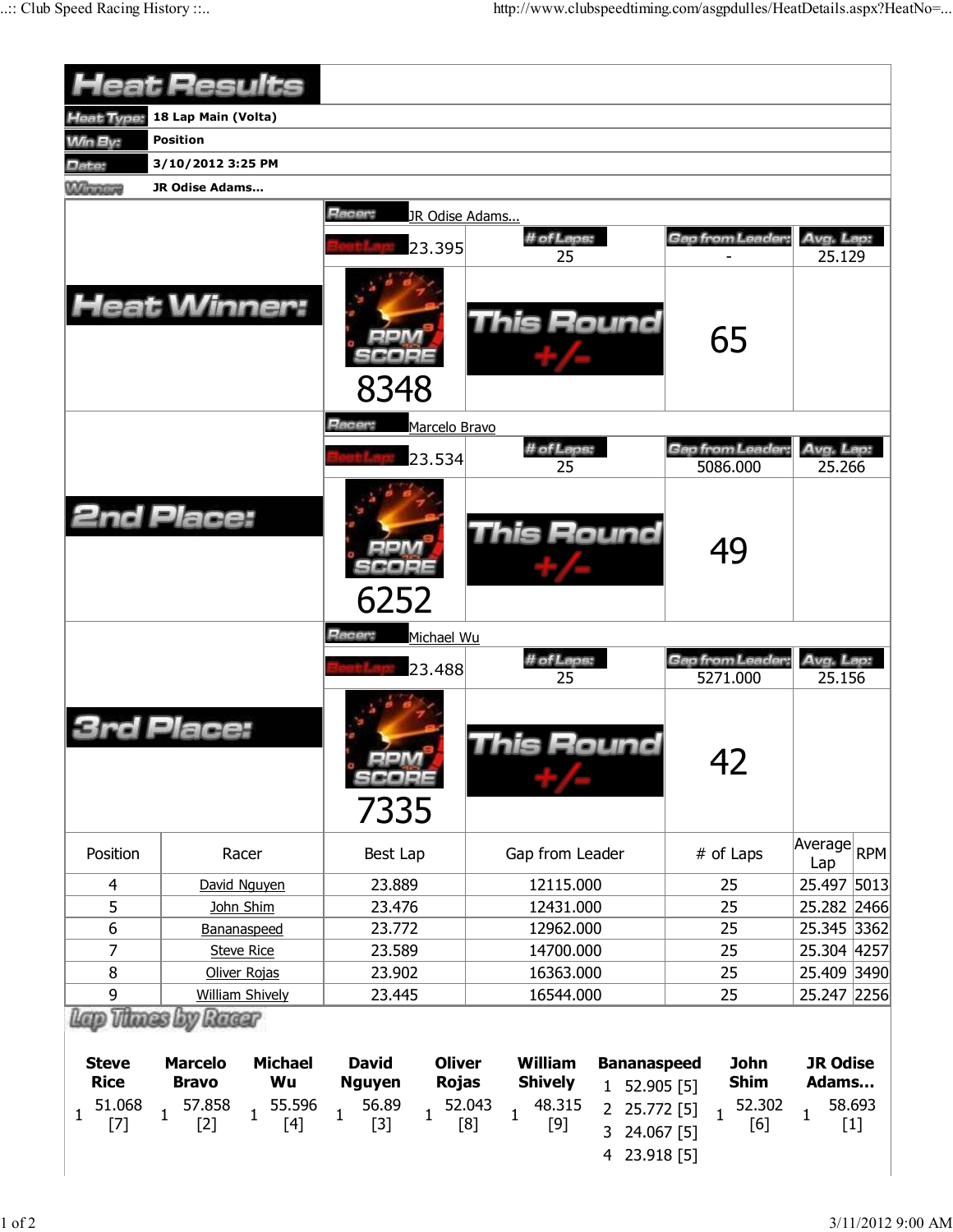# Heat Results

| | |
|---|---|
| Heat Type: | 18 Lap Main (Volta) |
| Win By: | Position |
| Date: | 3/10/2012 3:25 PM |
| Winner: | JR Odise Adams... |

## Heat Winner:

Racer: JR Odise Adams...

| Best Lap | # of Laps | Gap from Leader | Avg. Lap |
|---|---|---|---|
| 23.395 | 25 | - | 25.129 |

RPM SCORE: 8348

This Round +/-: 65

## 2nd Place:

Racer: Marcelo Bravo

| Best Lap | # of Laps | Gap from Leader | Avg. Lap |
|---|---|---|---|
| 23.534 | 25 | 5086.000 | 25.266 |

RPM SCORE: 6252

This Round +/-: 49

## 3rd Place:

Racer: Michael Wu

| Best Lap | # of Laps | Gap from Leader | Avg. Lap |
|---|---|---|---|
| 23.488 | 25 | 5271.000 | 25.156 |

RPM SCORE: 7335

This Round +/-: 42

| Position | Racer | Best Lap | Gap from Leader | # of Laps | Average Lap | RPM |
|---|---|---|---|---|---|---|
| 4 | David Nguyen | 23.889 | 12115.000 | 25 | 25.497 | 5013 |
| 5 | John Shim | 23.476 | 12431.000 | 25 | 25.282 | 2466 |
| 6 | Bananaspeed | 23.772 | 12962.000 | 25 | 25.345 | 3362 |
| 7 | Steve Rice | 23.589 | 14700.000 | 25 | 25.304 | 4257 |
| 8 | Oliver Rojas | 23.902 | 16363.000 | 25 | 25.409 | 3490 |
| 9 | William Shively | 23.445 | 16544.000 | 25 | 25.247 | 2256 |

## Lap Times by Racer

| Lap | Steve Rice | Marcelo Bravo | Michael Wu | David Nguyen | Oliver Rojas | William Shively | Bananaspeed | John Shim | JR Odise Adams... |
|---|---|---|---|---|---|---|---|---|---|
| 1 | 51.068 [7] | 57.858 [2] | 55.596 [4] | 56.89 [3] | 52.043 [8] | 48.315 [9] | 52.905 [5] | 52.302 [6] | 58.693 [1] |
| 2 | | | | | | | 25.772 [5] | | |
| 3 | | | | | | | 24.067 [5] | | |
| 4 | | | | | | | 23.918 [5] | | |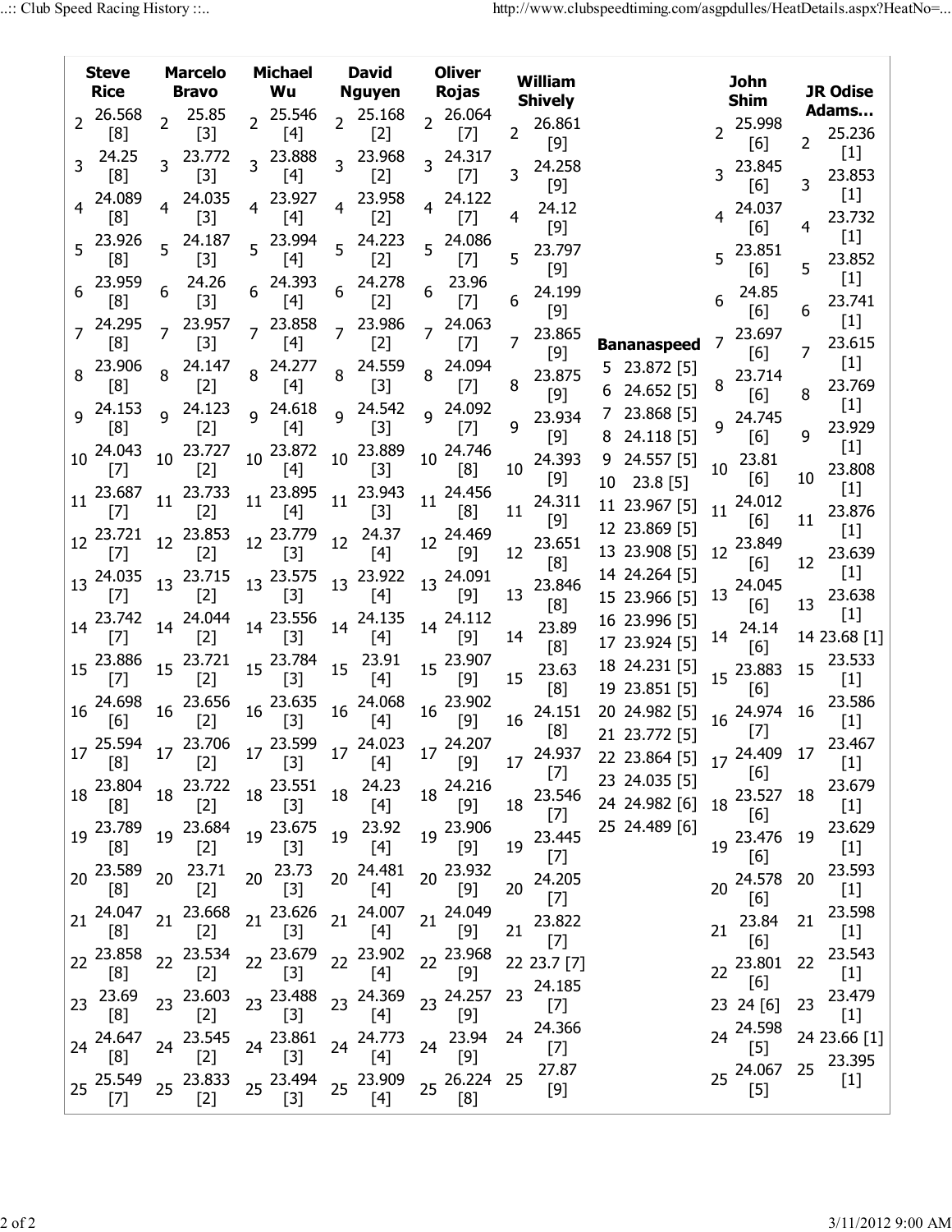| Lap | Steve Rice | Marcelo Bravo | Michael Wu | David Nguyen | Oliver Rojas | William Shively | Bananaspeed | John Shim | JR Odise Adams... |
|---|---|---|---|---|---|---|---|---|---|
| 2 | 26.568 [8] | 25.85 [3] | 25.546 [4] | 25.168 [2] | 26.064 [7] | 26.861 [9] | | 25.998 [6] | 25.236 [1] |
| 3 | 24.25 [8] | 23.772 [3] | 23.888 [4] | 23.968 [2] | 24.317 [7] | 24.258 [9] | | 23.845 [6] | 23.853 [1] |
| 4 | 24.089 [8] | 24.035 [3] | 23.927 [4] | 23.958 [2] | 24.122 [7] | 24.12 [9] | | 24.037 [6] | 23.732 [1] |
| 5 | 23.926 [8] | 24.187 [3] | 23.994 [4] | 24.223 [2] | 24.086 [7] | 23.797 [9] | 23.872 [5] | 23.851 [6] | 23.852 [1] |
| 6 | 23.959 [8] | 24.26 [3] | 24.393 [4] | 24.278 [2] | 23.96 [7] | 24.199 [9] | 24.652 [5] | 24.85 [6] | 23.741 [1] |
| 7 | 24.295 [8] | 23.957 [3] | 23.858 [4] | 23.986 [2] | 24.063 [7] | 23.865 [9] | 23.868 [5] | 23.697 [6] | 23.615 [1] |
| 8 | 23.906 [8] | 24.147 [2] | 24.277 [4] | 24.559 [3] | 24.094 [7] | 23.875 [9] | 24.118 [5] | 23.714 [6] | 23.769 [1] |
| 9 | 24.153 [8] | 24.123 [2] | 24.618 [4] | 24.542 [3] | 24.092 [7] | 23.934 [9] | 24.557 [5] | 24.745 [6] | 23.929 [1] |
| 10 | 24.043 [7] | 23.727 [2] | 23.872 [4] | 23.889 [3] | 24.746 [8] | 24.393 [9] | 23.8 [5] | 23.81 [6] | 23.808 [1] |
| 11 | 23.687 [7] | 23.733 [2] | 23.895 [4] | 23.943 [3] | 24.456 [8] | 24.311 [9] | 23.967 [5] | 24.012 [6] | 23.876 [1] |
| 12 | 23.721 [7] | 23.853 [2] | 23.779 [3] | 24.37 [4] | 24.469 [9] | 23.651 [8] | 23.869 [5] | 23.849 [6] | 23.639 [1] |
| 13 | 24.035 [7] | 23.715 [2] | 23.575 [3] | 23.922 [4] | 24.091 [9] | 23.846 [8] | 23.908 [5] | 24.045 [6] | 23.638 [1] |
| 14 | 23.742 [7] | 24.044 [2] | 23.556 [3] | 24.135 [4] | 24.112 [9] | 23.89 [8] | 24.264 [5] | 24.14 [6] | 23.68 [1] |
| 15 | 23.886 [7] | 23.721 [2] | 23.784 [3] | 23.91 [4] | 23.907 [9] | 23.63 [8] | 23.966 [5] | 23.883 [6] | 23.533 [1] |
| 16 | 24.698 [6] | 23.656 [2] | 23.635 [3] | 24.068 [4] | 23.902 [9] | 24.151 [8] | 23.996 [5] | 24.974 [7] | 23.586 [1] |
| 17 | 25.594 [8] | 23.706 [2] | 23.599 [3] | 24.023 [4] | 24.207 [9] | 24.937 [7] | 23.924 [5] | 24.409 [6] | 23.467 [1] |
| 18 | 23.804 [8] | 23.722 [2] | 23.551 [3] | 24.23 [4] | 24.216 [9] | 23.546 [7] | 24.231 [5] | 23.527 [6] | 23.679 [1] |
| 19 | 23.789 [8] | 23.684 [2] | 23.675 [3] | 23.92 [4] | 23.906 [9] | 23.445 [7] | 23.851 [5] | 23.476 [6] | 23.629 [1] |
| 20 | 23.589 [8] | 23.71 [2] | 23.73 [3] | 24.481 [4] | 23.932 [9] | 24.205 [7] | 24.982 [5] | 24.578 [6] | 23.593 [1] |
| 21 | 24.047 [8] | 23.668 [2] | 23.626 [3] | 24.007 [4] | 24.049 [9] | 23.822 [7] | 23.772 [5] | 23.84 [6] | 23.598 [1] |
| 22 | 23.858 [8] | 23.534 [2] | 23.679 [3] | 23.902 [4] | 23.968 [9] | 23.7 [7] | 23.864 [5] | 23.801 [6] | 23.543 [1] |
| 23 | 23.69 [8] | 23.603 [2] | 23.488 [3] | 24.369 [4] | 24.257 [9] | 24.185 [7] | 24.035 [5] | 24 [6] | 23.479 [1] |
| 24 | 24.647 [8] | 23.545 [2] | 23.861 [3] | 24.773 [4] | 23.94 [9] | 24.366 [7] | 24.982 [6] | 24.598 [5] | 23.66 [1] |
| 25 | 25.549 [7] | 23.833 [2] | 23.494 [3] | 23.909 [4] | 26.224 [8] | 27.87 [9] | 24.489 [6] | 24.067 [5] | 23.395 [1] |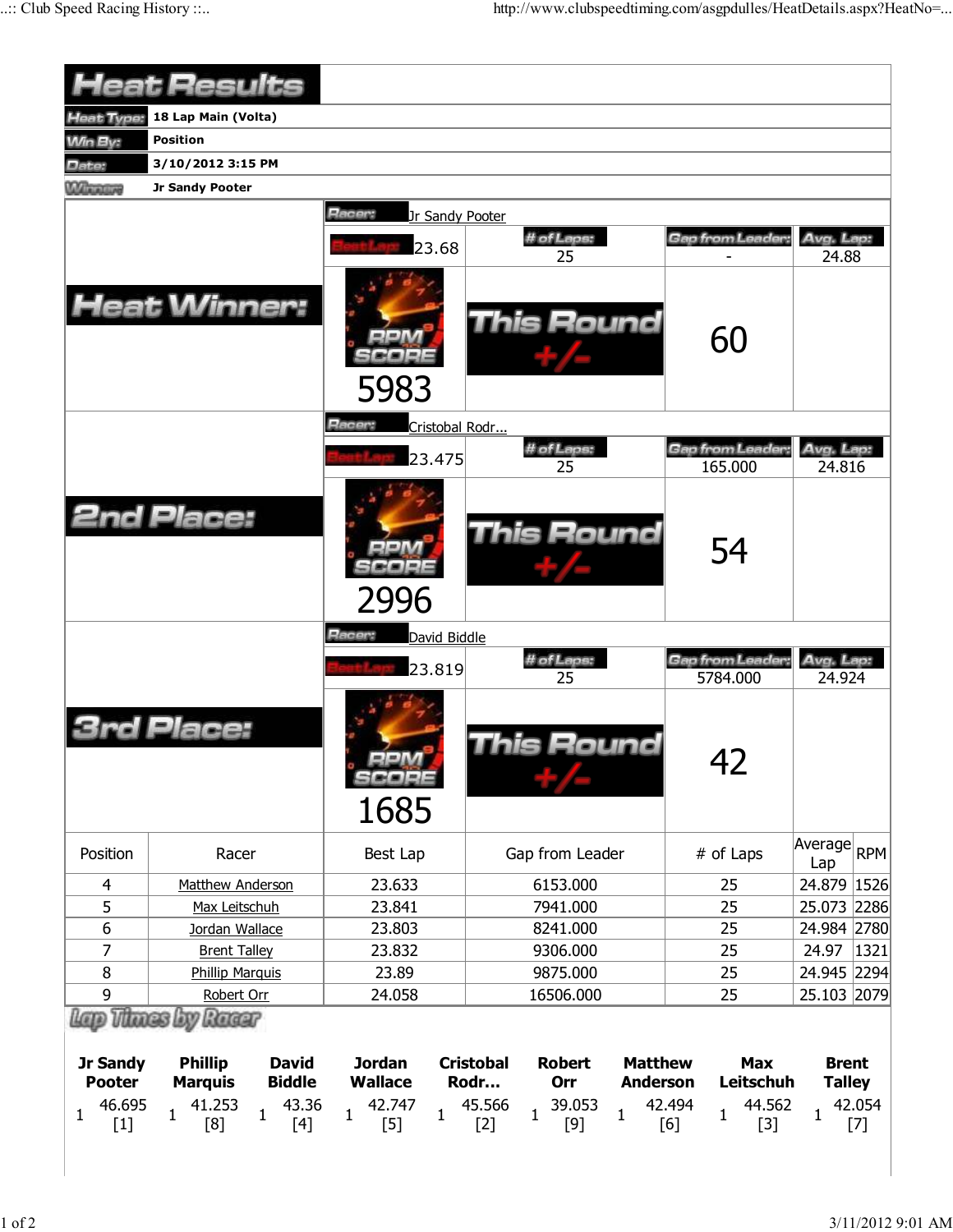# Heat Results

| | |
|---|---|
| Heat Type: | 18 Lap Main (Volta) |
| Win By: | Position |
| Date: | 3/10/2012 3:15 PM |
| Winner: | Jr Sandy Pooter |

## Heat Winner:

Racer: Jr Sandy Pooter

| Best Lap | # of Laps | Gap from Leader | Avg. Lap |
|---|---|---|---|
| 23.68 | 25 | - | 24.88 |

RPM SCORE: 5983

This Round +/-: 60

## 2nd Place:

Racer: Cristobal Rodr...

| Best Lap | # of Laps | Gap from Leader | Avg. Lap |
|---|---|---|---|
| 23.475 | 25 | 165.000 | 24.816 |

RPM SCORE: 2996

This Round +/-: 54

## 3rd Place:

Racer: David Biddle

| Best Lap | # of Laps | Gap from Leader | Avg. Lap |
|---|---|---|---|
| 23.819 | 25 | 5784.000 | 24.924 |

RPM SCORE: 1685

This Round +/-: 42

| Position | Racer | Best Lap | Gap from Leader | # of Laps | Average Lap | RPM |
|---|---|---|---|---|---|---|
| 4 | Matthew Anderson | 23.633 | 6153.000 | 25 | 24.879 | 1526 |
| 5 | Max Leitschuh | 23.841 | 7941.000 | 25 | 25.073 | 2286 |
| 6 | Jordan Wallace | 23.803 | 8241.000 | 25 | 24.984 | 2780 |
| 7 | Brent Talley | 23.832 | 9306.000 | 25 | 24.97 | 1321 |
| 8 | Phillip Marquis | 23.89 | 9875.000 | 25 | 24.945 | 2294 |
| 9 | Robert Orr | 24.058 | 16506.000 | 25 | 25.103 | 2079 |

## Lap Times by Racer

| Jr Sandy Pooter | Phillip Marquis | David Biddle | Jordan Wallace | Cristobal Rodr... | Robert Orr | Matthew Anderson | Max Leitschuh | Brent Talley |
|---|---|---|---|---|---|---|---|---|
| 1 46.695 [1] | 1 41.253 [8] | 1 43.36 [4] | 1 42.747 [5] | 1 45.566 [2] | 1 39.053 [9] | 1 42.494 [6] | 1 44.562 [3] | 1 42.054 [7] |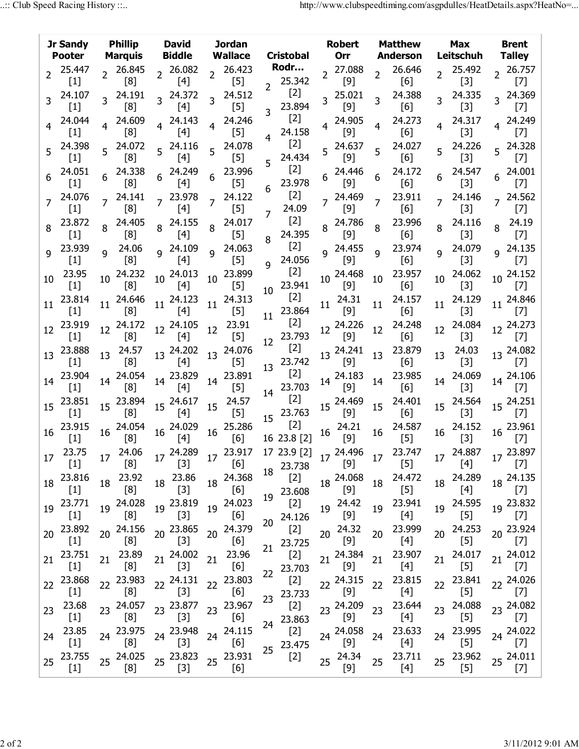| Jr Sandy Pooter | | Phillip Marquis | | David Biddle | | Jordan Wallace | | Cristobal Rodr... | | Robert Orr | | Matthew Anderson | | Max Leitschuh | | Brent Talley | |
|---|---|---|---|---|---|---|---|---|---|---|---|---|---|---|---|---|---|
| 2 | 25.447 [1] | 2 | 26.845 [8] | 2 | 26.082 [4] | 2 | 26.423 [5] | 2 | 25.342 [2] | 2 | 27.088 [9] | 2 | 26.646 [6] | 2 | 25.492 [3] | 2 | 26.757 [7] |
| 3 | 24.107 [1] | 3 | 24.191 [8] | 3 | 24.372 [4] | 3 | 24.512 [5] | 3 | 23.894 [2] | 3 | 25.021 [9] | 3 | 24.388 [6] | 3 | 24.335 [3] | 3 | 24.369 [7] |
| 4 | 24.044 [1] | 4 | 24.609 [8] | 4 | 24.143 [4] | 4 | 24.246 [5] | 4 | 24.158 [2] | 4 | 24.905 [9] | 4 | 24.273 [6] | 4 | 24.317 [3] | 4 | 24.249 [7] |
| 5 | 24.398 [1] | 5 | 24.072 [8] | 5 | 24.116 [4] | 5 | 24.078 [5] | 5 | 24.434 [2] | 5 | 24.637 [9] | 5 | 24.027 [6] | 5 | 24.226 [3] | 5 | 24.328 [7] |
| 6 | 24.051 [1] | 6 | 24.338 [8] | 6 | 24.249 [4] | 6 | 23.996 [5] | 6 | 23.978 [2] | 6 | 24.446 [9] | 6 | 24.172 [6] | 6 | 24.547 [3] | 6 | 24.001 [7] |
| 7 | 24.076 [1] | 7 | 24.141 [8] | 7 | 23.978 [4] | 7 | 24.122 [5] | 7 | 24.09 [2] | 7 | 24.469 [9] | 7 | 23.911 [6] | 7 | 24.146 [3] | 7 | 24.562 [7] |
| 8 | 23.872 [1] | 8 | 24.405 [8] | 8 | 24.155 [4] | 8 | 24.017 [5] | 8 | 24.395 [2] | 8 | 24.786 [9] | 8 | 23.996 [6] | 8 | 24.116 [3] | 8 | 24.19 [7] |
| 9 | 23.939 [1] | 9 | 24.06 [8] | 9 | 24.109 [4] | 9 | 24.063 [5] | 9 | 24.056 [2] | 9 | 24.455 [9] | 9 | 23.974 [6] | 9 | 24.079 [3] | 9 | 24.135 [7] |
| 10 | 23.95 [1] | 10 | 24.232 [8] | 10 | 24.013 [4] | 10 | 23.899 [5] | 10 | 23.941 [2] | 10 | 24.468 [9] | 10 | 23.957 [6] | 10 | 24.062 [3] | 10 | 24.152 [7] |
| 11 | 23.814 [1] | 11 | 24.646 [8] | 11 | 24.123 [4] | 11 | 24.313 [5] | 11 | 23.864 [2] | 11 | 24.31 [9] | 11 | 24.157 [6] | 11 | 24.129 [3] | 11 | 24.846 [7] |
| 12 | 23.919 [1] | 12 | 24.172 [8] | 12 | 24.105 [4] | 12 | 23.91 [5] | 12 | 23.793 [2] | 12 | 24.226 [9] | 12 | 24.248 [6] | 12 | 24.084 [3] | 12 | 24.273 [7] |
| 13 | 23.888 [1] | 13 | 24.57 [8] | 13 | 24.202 [4] | 13 | 24.076 [5] | 13 | 23.742 [2] | 13 | 24.241 [9] | 13 | 23.879 [6] | 13 | 24.03 [3] | 13 | 24.082 [7] |
| 14 | 23.904 [1] | 14 | 24.054 [8] | 14 | 23.829 [4] | 14 | 23.891 [5] | 14 | 23.703 [2] | 14 | 24.183 [9] | 14 | 23.985 [6] | 14 | 24.069 [3] | 14 | 24.106 [7] |
| 15 | 23.851 [1] | 15 | 23.894 [8] | 15 | 24.617 [4] | 15 | 24.57 [5] | 15 | 23.763 [2] | 15 | 24.469 [9] | 15 | 24.401 [6] | 15 | 24.564 [3] | 15 | 24.251 [7] |
| 16 | 23.915 [1] | 16 | 24.054 [8] | 16 | 24.029 [4] | 16 | 25.286 [6] | 16 | 23.8 [2] | 16 | 24.21 [9] | 16 | 24.587 [5] | 16 | 24.152 [3] | 16 | 23.961 [7] |
| 17 | 23.75 [1] | 17 | 24.06 [8] | 17 | 24.289 [3] | 17 | 23.917 [6] | 17 | 23.9 [2] | 17 | 24.496 [9] | 17 | 23.747 [5] | 17 | 24.887 [4] | 17 | 23.897 [7] |
| 18 | 23.816 [1] | 18 | 23.92 [8] | 18 | 23.86 [3] | 18 | 24.368 [6] | 18 | 23.738 [2] | 18 | 24.068 [9] | 18 | 24.472 [5] | 18 | 24.289 [4] | 18 | 24.135 [7] |
| 19 | 23.771 [1] | 19 | 24.028 [8] | 19 | 23.819 [3] | 19 | 24.023 [6] | 19 | 23.608 [2] | 19 | 24.42 [9] | 19 | 23.941 [4] | 19 | 24.595 [5] | 19 | 23.832 [7] |
| 20 | 23.892 [1] | 20 | 24.156 [8] | 20 | 23.865 [3] | 20 | 24.379 [6] | 20 | 24.126 [2] | 20 | 24.32 [9] | 20 | 23.999 [4] | 20 | 24.253 [5] | 20 | 23.924 [7] |
| 21 | 23.751 [1] | 21 | 23.89 [8] | 21 | 24.002 [3] | 21 | 23.96 [6] | 21 | 23.725 [2] | 21 | 24.384 [9] | 21 | 23.907 [4] | 21 | 24.017 [5] | 21 | 24.012 [7] |
| 22 | 23.868 [1] | 22 | 23.983 [8] | 22 | 24.131 [3] | 22 | 23.803 [6] | 22 | 23.703 [2] | 22 | 24.315 [9] | 22 | 23.815 [4] | 22 | 23.841 [5] | 22 | 24.026 [7] |
| 23 | 23.68 [1] | 23 | 24.057 [8] | 23 | 23.877 [3] | 23 | 23.967 [6] | 23 | 23.733 [2] | 23 | 24.209 [9] | 23 | 23.644 [4] | 23 | 24.088 [5] | 23 | 24.082 [7] |
| 24 | 23.85 [1] | 24 | 23.975 [8] | 24 | 23.948 [3] | 24 | 24.115 [6] | 24 | 23.863 [2] | 24 | 24.058 [9] | 24 | 23.633 [4] | 24 | 23.995 [5] | 24 | 24.022 [7] |
| 25 | 23.755 [1] | 25 | 24.025 [8] | 25 | 23.823 [3] | 25 | 23.931 [6] | 25 | 23.475 [2] | 25 | 24.34 [9] | 25 | 23.711 [4] | 25 | 23.962 [5] | 25 | 24.011 [7] |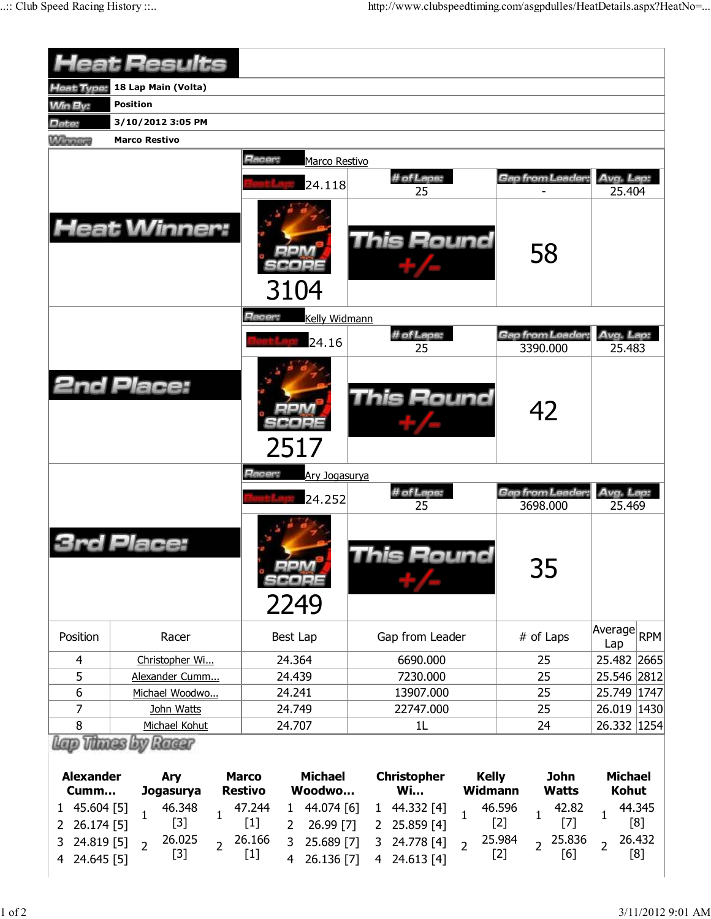# Heat Results

**Heat Type:** 18 Lap Main (Volta)

**Win By:** Position

**Date:** 3/10/2012 3:05 PM

**Winner:** Marco Restivo

## Heat Winner:

**Racer:** Marco Restivo

| Best Lap | # of Laps | Gap from Leader | Avg. Lap |
|---|---|---|---|
| 24.118 | 25 | - | 25.404 |

RPM SCORE: 3104

This Round +/-: 58

## 2nd Place:

**Racer:** Kelly Widmann

| Best Lap | # of Laps | Gap from Leader | Avg. Lap |
|---|---|---|---|
| 24.16 | 25 | 3390.000 | 25.483 |

RPM SCORE: 2517

This Round +/-: 42

## 3rd Place:

**Racer:** Ary Jogasurya

| Best Lap | # of Laps | Gap from Leader | Avg. Lap |
|---|---|---|---|
| 24.252 | 25 | 3698.000 | 25.469 |

RPM SCORE: 2249

This Round +/-: 35

| Position | Racer | Best Lap | Gap from Leader | # of Laps | Average Lap | RPM |
|---|---|---|---|---|---|---|
| 4 | Christopher Wi... | 24.364 | 6690.000 | 25 | 25.482 | 2665 |
| 5 | Alexander Cumm... | 24.439 | 7230.000 | 25 | 25.546 | 2812 |
| 6 | Michael Woodwo... | 24.241 | 13907.000 | 25 | 25.749 | 1747 |
| 7 | John Watts | 24.749 | 22747.000 | 25 | 26.019 | 1430 |
| 8 | Michael Kohut | 24.707 | 1L | 24 | 26.332 | 1254 |

## Lap Times by Racer

| Alexander Cumm... | Ary Jogasurya | Marco Restivo | Michael Woodwo... | Christopher Wi... | Kelly Widmann | John Watts | Michael Kohut |
|---|---|---|---|---|---|---|---|
| 1 45.604 [5] | 1 46.348 [3] | 1 47.244 [1] | 1 44.074 [6] | 1 44.332 [4] | 1 46.596 [2] | 1 42.82 [7] | 1 44.345 [8] |
| 2 26.174 [5] | 2 26.025 [3] | 2 26.166 [1] | 2 26.99 [7] | 2 25.859 [4] | 2 25.984 [2] | 2 25.836 [6] | 2 26.432 [8] |
| 3 24.819 [5] | | | 3 25.689 [7] | 3 24.778 [4] | | | |
| 4 24.645 [5] | | | 4 26.136 [7] | 4 24.613 [4] | | | |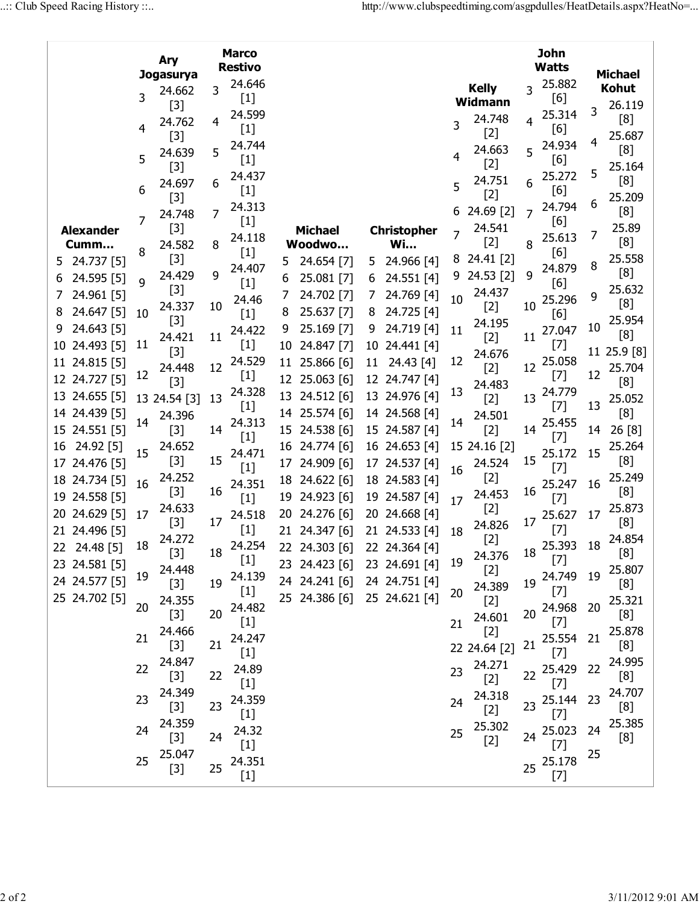| Lap | Alexander Cumm… | Ary Jogasurya | Marco Restivo | Michael Woodwo… | Christopher Wi… | Kelly Widmann | John Watts | Michael Kohut |
|---|---|---|---|---|---|---|---|---|
| 3 | | 24.662 [3] | 24.646 [1] | | | 24.748 [2] | 25.882 [6] | 26.119 [8] |
| 4 | | 24.762 [3] | 24.599 [1] | | | 24.663 [2] | 25.314 [6] | 25.687 [8] |
| 5 | 24.737 [5] | 24.639 [3] | 24.744 [1] | 24.654 [7] | 24.966 [4] | 24.751 [2] | 24.934 [6] | 25.164 [8] |
| 6 | 24.595 [5] | 24.697 [3] | 24.437 [1] | 25.081 [7] | 24.551 [4] | 24.69 [2] | 25.272 [6] | 25.209 [8] |
| 7 | 24.961 [5] | 24.748 [3] | 24.313 [1] | 24.702 [7] | 24.769 [4] | 24.541 [2] | 24.794 [6] | 25.89 [8] |
| 8 | 24.647 [5] | 24.582 [3] | 24.118 [1] | 25.637 [7] | 24.725 [4] | 24.41 [2] | 25.613 [6] | 25.558 [8] |
| 9 | 24.643 [5] | 24.429 [3] | 24.407 [1] | 25.169 [7] | 24.719 [4] | 24.53 [2] | 24.879 [6] | 25.632 [8] |
| 10 | 24.493 [5] | 24.337 [3] | 24.46 [1] | 24.847 [7] | 24.441 [4] | 24.437 [2] | 25.296 [6] | 25.954 [8] |
| 11 | 24.815 [5] | 24.421 [3] | 24.422 [1] | 25.866 [6] | 24.43 [4] | 24.195 [2] | 27.047 [7] | 25.9 [8] |
| 12 | 24.727 [5] | 24.448 [3] | 24.529 [1] | 25.063 [6] | 24.747 [4] | 24.676 [2] | 25.058 [7] | 25.704 [8] |
| 13 | 24.655 [5] | 24.54 [3] | 24.328 [1] | 24.512 [6] | 24.976 [4] | 24.483 [2] | 24.779 [7] | 25.052 [8] |
| 14 | 24.439 [5] | 24.396 [3] | 24.313 [1] | 25.574 [6] | 24.568 [4] | 24.501 [2] | 25.455 [7] | 26 [8] |
| 15 | 24.551 [5] | 24.652 [3] | 24.471 [1] | 24.538 [6] | 24.587 [4] | 24.16 [2] | 25.172 [7] | 25.264 [8] |
| 16 | 24.92 [5] | 24.252 [3] | 24.351 [1] | 24.774 [6] | 24.653 [4] | 24.524 [2] | 25.247 [7] | 25.249 [8] |
| 17 | 24.476 [5] | 24.633 [3] | 24.518 [1] | 24.909 [6] | 24.537 [4] | 24.453 [2] | 25.627 [7] | 25.873 [8] |
| 18 | 24.734 [5] | 24.272 [3] | 24.254 [1] | 24.622 [6] | 24.583 [4] | 24.826 [2] | 25.393 [7] | 24.854 [8] |
| 19 | 24.558 [5] | 24.448 [3] | 24.139 [1] | 24.923 [6] | 24.587 [4] | 24.376 [2] | 24.749 [7] | 25.807 [8] |
| 20 | 24.629 [5] | 24.355 [3] | 24.482 [1] | 24.276 [6] | 24.668 [4] | 24.389 [2] | 24.968 [7] | 25.321 [8] |
| 21 | 24.496 [5] | 24.466 [3] | 24.247 [1] | 24.347 [6] | 24.533 [4] | 24.601 [2] | 25.554 [7] | 25.878 [8] |
| 22 | 24.48 [5] | 24.847 [3] | 24.89 [1] | 24.303 [6] | 24.364 [4] | 24.64 [2] | 25.429 [7] | 24.995 [8] |
| 23 | 24.581 [5] | 24.349 [3] | 24.359 [1] | 24.423 [6] | 24.691 [4] | 24.271 [2] | 25.144 [7] | 24.707 [8] |
| 24 | 24.577 [5] | 24.359 [3] | 24.32 [1] | 24.241 [6] | 24.751 [4] | 24.318 [2] | 25.023 [7] | 25.385 [8] |
| 25 | 24.702 [5] | 25.047 [3] | 24.351 [1] | 24.386 [6] | 24.621 [4] | 25.302 [2] | 25.178 [7] | |